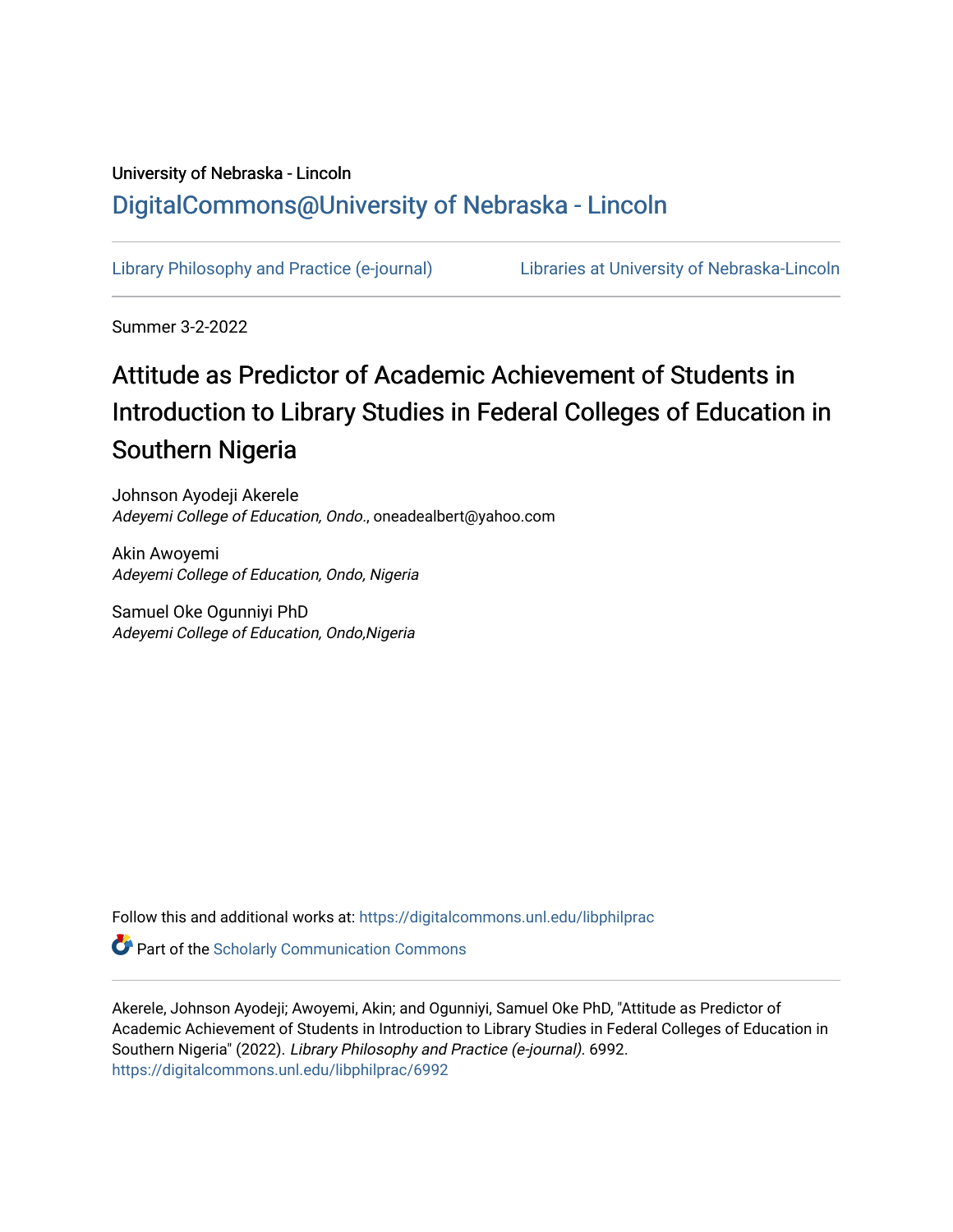University of Nebraska - Lincoln

DigitalCommons@University of Nebraska - Lincoln

Library Philosophy and Practice (e-journal) Libraries at University of Nebraska-Lincoln

Summer 3-2-2022

# Attitude as Predictor of Academic Achievement of Students in Introduction to Library Studies in Federal Colleges of Education in Southern Nigeria

Johnson Ayodeji Akerele
*Adeyemi College of Education, Ondo.*, oneadealbert@yahoo.com

Akin Awoyemi
*Adeyemi College of Education, Ondo, Nigeria*

Samuel Oke Ogunniyi PhD
*Adeyemi College of Education, Ondo,Nigeria*

Follow this and additional works at: https://digitalcommons.unl.edu/libphilprac

Part of the Scholarly Communication Commons

Akerele, Johnson Ayodeji; Awoyemi, Akin; and Ogunniyi, Samuel Oke PhD, "Attitude as Predictor of Academic Achievement of Students in Introduction to Library Studies in Federal Colleges of Education in Southern Nigeria" (2022). *Library Philosophy and Practice (e-journal)*. 6992.
https://digitalcommons.unl.edu/libphilprac/6992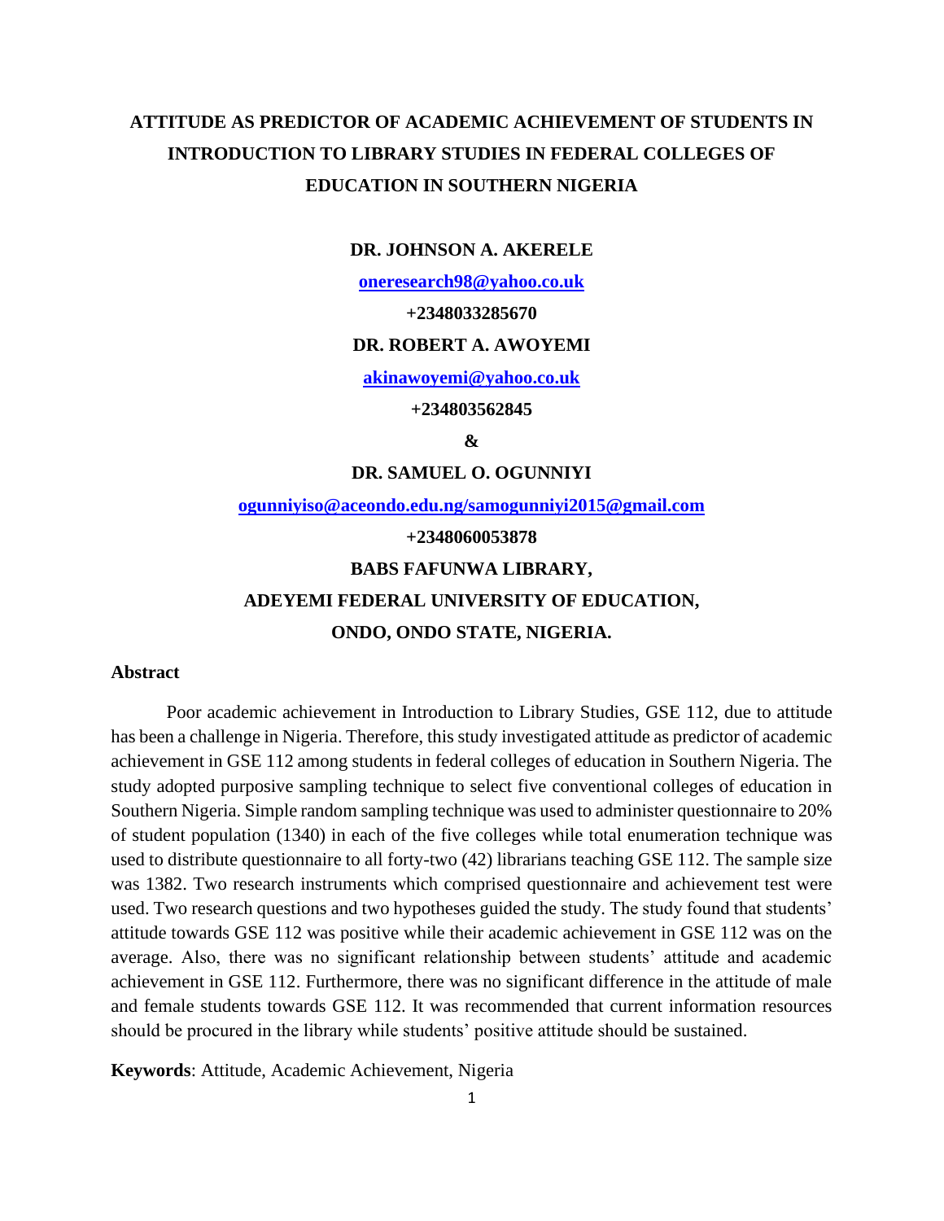# ATTITUDE AS PREDICTOR OF ACADEMIC ACHIEVEMENT OF STUDENTS IN INTRODUCTION TO LIBRARY STUDIES IN FEDERAL COLLEGES OF EDUCATION IN SOUTHERN NIGERIA

**DR. JOHNSON A. AKERELE**

oneresearch98@yahoo.co.uk

**+2348033285670**

**DR. ROBERT A. AWOYEMI**

akinawoyemi@yahoo.co.uk

**+234803562845**

**&**

**DR. SAMUEL O. OGUNNIYI**

ogunniyiso@aceondo.edu.ng/samogunniyi2015@gmail.com

**+2348060053878**

**BABS FAFUNWA LIBRARY,**

**ADEYEMI FEDERAL UNIVERSITY OF EDUCATION,**

**ONDO, ONDO STATE, NIGERIA.**

## Abstract

Poor academic achievement in Introduction to Library Studies, GSE 112, due to attitude has been a challenge in Nigeria. Therefore, this study investigated attitude as predictor of academic achievement in GSE 112 among students in federal colleges of education in Southern Nigeria. The study adopted purposive sampling technique to select five conventional colleges of education in Southern Nigeria. Simple random sampling technique was used to administer questionnaire to 20% of student population (1340) in each of the five colleges while total enumeration technique was used to distribute questionnaire to all forty-two (42) librarians teaching GSE 112. The sample size was 1382. Two research instruments which comprised questionnaire and achievement test were used. Two research questions and two hypotheses guided the study. The study found that students' attitude towards GSE 112 was positive while their academic achievement in GSE 112 was on the average. Also, there was no significant relationship between students' attitude and academic achievement in GSE 112. Furthermore, there was no significant difference in the attitude of male and female students towards GSE 112. It was recommended that current information resources should be procured in the library while students' positive attitude should be sustained.

**Keywords**: Attitude, Academic Achievement, Nigeria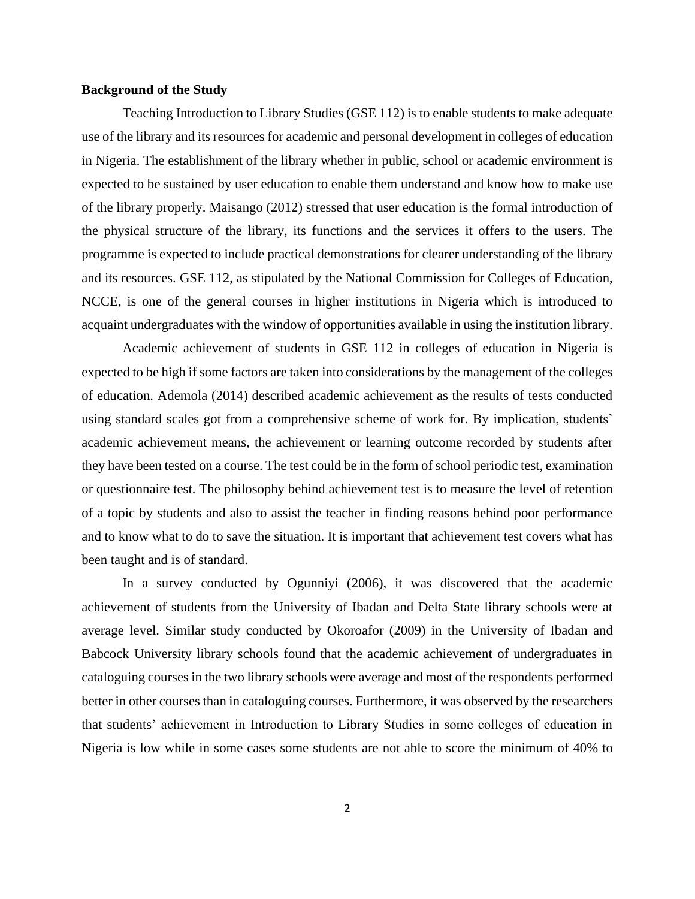**Background of the Study**

Teaching Introduction to Library Studies (GSE 112) is to enable students to make adequate use of the library and its resources for academic and personal development in colleges of education in Nigeria. The establishment of the library whether in public, school or academic environment is expected to be sustained by user education to enable them understand and know how to make use of the library properly. Maisango (2012) stressed that user education is the formal introduction of the physical structure of the library, its functions and the services it offers to the users. The programme is expected to include practical demonstrations for clearer understanding of the library and its resources. GSE 112, as stipulated by the National Commission for Colleges of Education, NCCE, is one of the general courses in higher institutions in Nigeria which is introduced to acquaint undergraduates with the window of opportunities available in using the institution library.

Academic achievement of students in GSE 112 in colleges of education in Nigeria is expected to be high if some factors are taken into considerations by the management of the colleges of education. Ademola (2014) described academic achievement as the results of tests conducted using standard scales got from a comprehensive scheme of work for. By implication, students' academic achievement means, the achievement or learning outcome recorded by students after they have been tested on a course. The test could be in the form of school periodic test, examination or questionnaire test. The philosophy behind achievement test is to measure the level of retention of a topic by students and also to assist the teacher in finding reasons behind poor performance and to know what to do to save the situation. It is important that achievement test covers what has been taught and is of standard.

In a survey conducted by Ogunniyi (2006), it was discovered that the academic achievement of students from the University of Ibadan and Delta State library schools were at average level. Similar study conducted by Okoroafor (2009) in the University of Ibadan and Babcock University library schools found that the academic achievement of undergraduates in cataloguing courses in the two library schools were average and most of the respondents performed better in other courses than in cataloguing courses. Furthermore, it was observed by the researchers that students' achievement in Introduction to Library Studies in some colleges of education in Nigeria is low while in some cases some students are not able to score the minimum of 40% to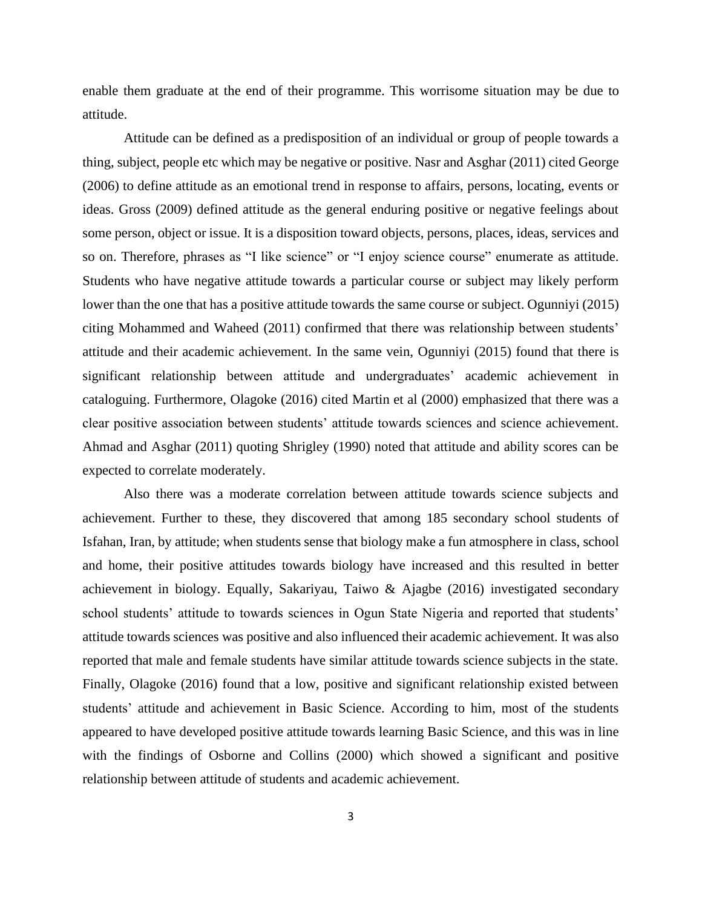enable them graduate at the end of their programme. This worrisome situation may be due to attitude.

Attitude can be defined as a predisposition of an individual or group of people towards a thing, subject, people etc which may be negative or positive. Nasr and Asghar (2011) cited George (2006) to define attitude as an emotional trend in response to affairs, persons, locating, events or ideas. Gross (2009) defined attitude as the general enduring positive or negative feelings about some person, object or issue. It is a disposition toward objects, persons, places, ideas, services and so on. Therefore, phrases as "I like science" or "I enjoy science course" enumerate as attitude. Students who have negative attitude towards a particular course or subject may likely perform lower than the one that has a positive attitude towards the same course or subject. Ogunniyi (2015) citing Mohammed and Waheed (2011) confirmed that there was relationship between students' attitude and their academic achievement. In the same vein, Ogunniyi (2015) found that there is significant relationship between attitude and undergraduates' academic achievement in cataloguing. Furthermore, Olagoke (2016) cited Martin et al (2000) emphasized that there was a clear positive association between students' attitude towards sciences and science achievement. Ahmad and Asghar (2011) quoting Shrigley (1990) noted that attitude and ability scores can be expected to correlate moderately.

Also there was a moderate correlation between attitude towards science subjects and achievement. Further to these, they discovered that among 185 secondary school students of Isfahan, Iran, by attitude; when students sense that biology make a fun atmosphere in class, school and home, their positive attitudes towards biology have increased and this resulted in better achievement in biology. Equally, Sakariyau, Taiwo & Ajagbe (2016) investigated secondary school students' attitude to towards sciences in Ogun State Nigeria and reported that students' attitude towards sciences was positive and also influenced their academic achievement. It was also reported that male and female students have similar attitude towards science subjects in the state. Finally, Olagoke (2016) found that a low, positive and significant relationship existed between students' attitude and achievement in Basic Science. According to him, most of the students appeared to have developed positive attitude towards learning Basic Science, and this was in line with the findings of Osborne and Collins (2000) which showed a significant and positive relationship between attitude of students and academic achievement.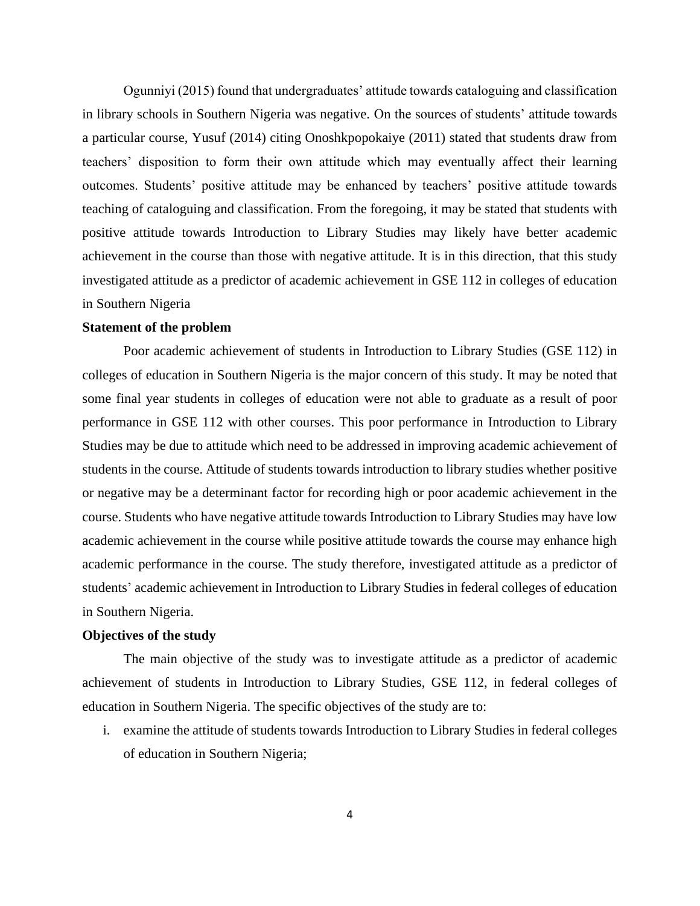Ogunniyi (2015) found that undergraduates' attitude towards cataloguing and classification in library schools in Southern Nigeria was negative. On the sources of students' attitude towards a particular course, Yusuf (2014) citing Onoshkpopokaiye (2011) stated that students draw from teachers' disposition to form their own attitude which may eventually affect their learning outcomes. Students' positive attitude may be enhanced by teachers' positive attitude towards teaching of cataloguing and classification. From the foregoing, it may be stated that students with positive attitude towards Introduction to Library Studies may likely have better academic achievement in the course than those with negative attitude. It is in this direction, that this study investigated attitude as a predictor of academic achievement in GSE 112 in colleges of education in Southern Nigeria

**Statement of the problem**

Poor academic achievement of students in Introduction to Library Studies (GSE 112) in colleges of education in Southern Nigeria is the major concern of this study. It may be noted that some final year students in colleges of education were not able to graduate as a result of poor performance in GSE 112 with other courses. This poor performance in Introduction to Library Studies may be due to attitude which need to be addressed in improving academic achievement of students in the course. Attitude of students towards introduction to library studies whether positive or negative may be a determinant factor for recording high or poor academic achievement in the course. Students who have negative attitude towards Introduction to Library Studies may have low academic achievement in the course while positive attitude towards the course may enhance high academic performance in the course. The study therefore, investigated attitude as a predictor of students' academic achievement in Introduction to Library Studies in federal colleges of education in Southern Nigeria.

**Objectives of the study**

The main objective of the study was to investigate attitude as a predictor of academic achievement of students in Introduction to Library Studies, GSE 112, in federal colleges of education in Southern Nigeria. The specific objectives of the study are to:

i. examine the attitude of students towards Introduction to Library Studies in federal colleges of education in Southern Nigeria;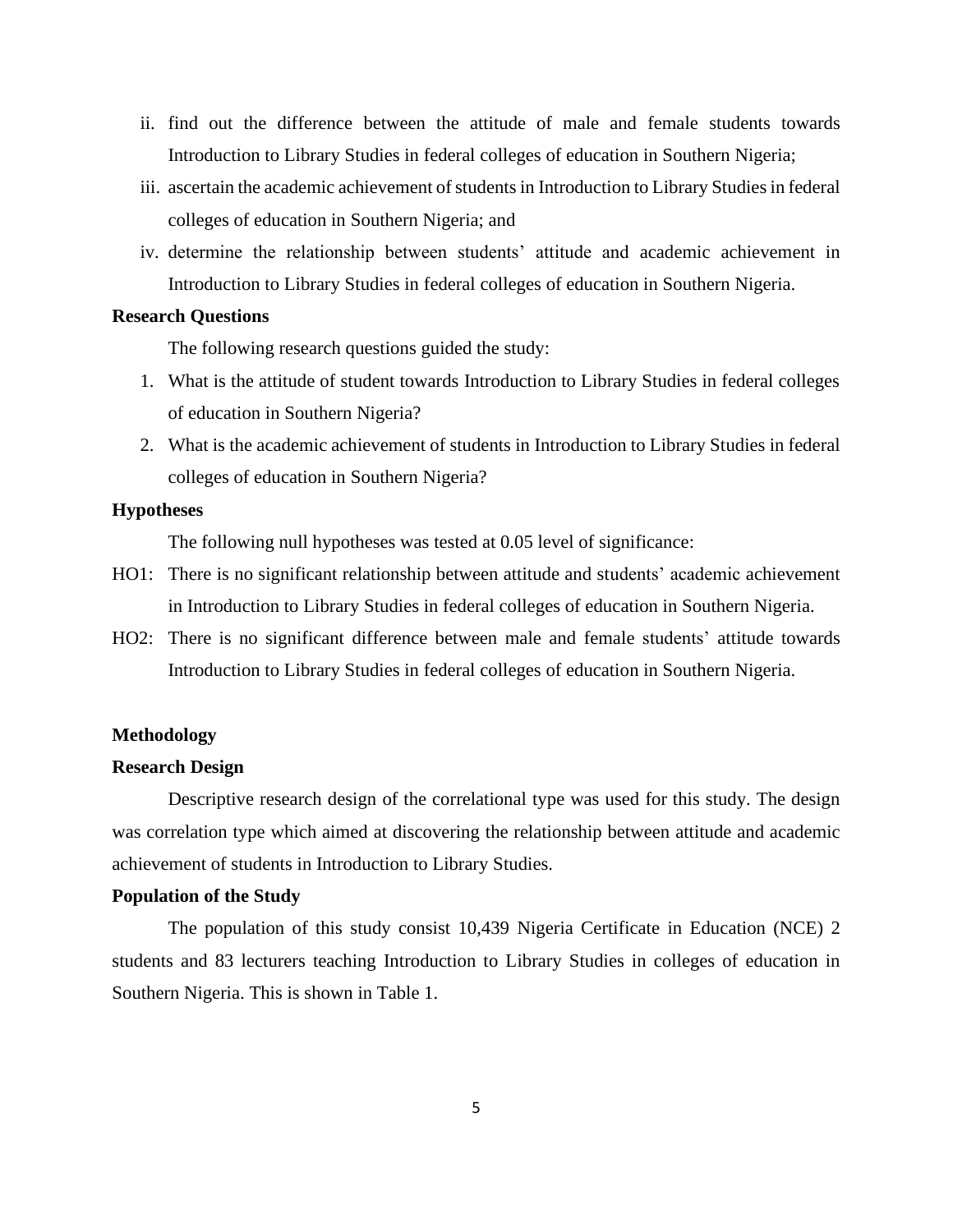ii. find out the difference between the attitude of male and female students towards Introduction to Library Studies in federal colleges of education in Southern Nigeria;

iii. ascertain the academic achievement of students in Introduction to Library Studies in federal colleges of education in Southern Nigeria; and

iv. determine the relationship between students' attitude and academic achievement in Introduction to Library Studies in federal colleges of education in Southern Nigeria.

**Research Questions**

The following research questions guided the study:

1. What is the attitude of student towards Introduction to Library Studies in federal colleges of education in Southern Nigeria?
2. What is the academic achievement of students in Introduction to Library Studies in federal colleges of education in Southern Nigeria?

**Hypotheses**

The following null hypotheses was tested at 0.05 level of significance:

HO1: There is no significant relationship between attitude and students' academic achievement in Introduction to Library Studies in federal colleges of education in Southern Nigeria.

HO2: There is no significant difference between male and female students' attitude towards Introduction to Library Studies in federal colleges of education in Southern Nigeria.

**Methodology**

**Research Design**

Descriptive research design of the correlational type was used for this study. The design was correlation type which aimed at discovering the relationship between attitude and academic achievement of students in Introduction to Library Studies.

**Population of the Study**

The population of this study consist 10,439 Nigeria Certificate in Education (NCE) 2 students and 83 lecturers teaching Introduction to Library Studies in colleges of education in Southern Nigeria. This is shown in Table 1.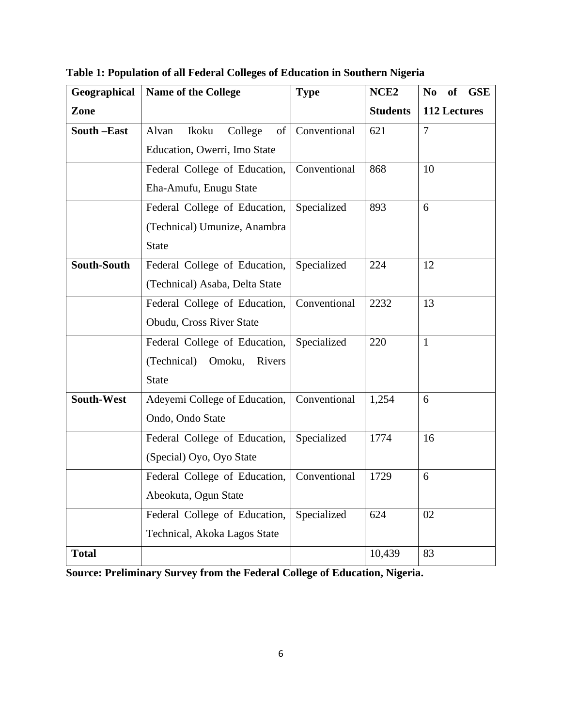**Table 1: Population of all Federal Colleges of Education in Southern Nigeria**

| Geographical Zone | Name of the College | Type | NCE2 Students | No of GSE 112 Lectures |
|---|---|---|---|---|
| **South –East** | Alvan Ikoku College of Education, Owerri, Imo State | Conventional | 621 | 7 |
| | Federal College of Education, Eha-Amufu, Enugu State | Conventional | 868 | 10 |
| | Federal College of Education, (Technical) Umunize, Anambra State | Specialized | 893 | 6 |
| **South-South** | Federal College of Education, (Technical) Asaba, Delta State | Specialized | 224 | 12 |
| | Federal College of Education, Obudu, Cross River State | Conventional | 2232 | 13 |
| | Federal College of Education, (Technical) Omoku, Rivers State | Specialized | 220 | 1 |
| **South-West** | Adeyemi College of Education, Ondo, Ondo State | Conventional | 1,254 | 6 |
| | Federal College of Education, (Special) Oyo, Oyo State | Specialized | 1774 | 16 |
| | Federal College of Education, Abeokuta, Ogun State | Conventional | 1729 | 6 |
| | Federal College of Education, Technical, Akoka Lagos State | Specialized | 624 | 02 |
| **Total** | | | 10,439 | 83 |

**Source: Preliminary Survey from the Federal College of Education, Nigeria.**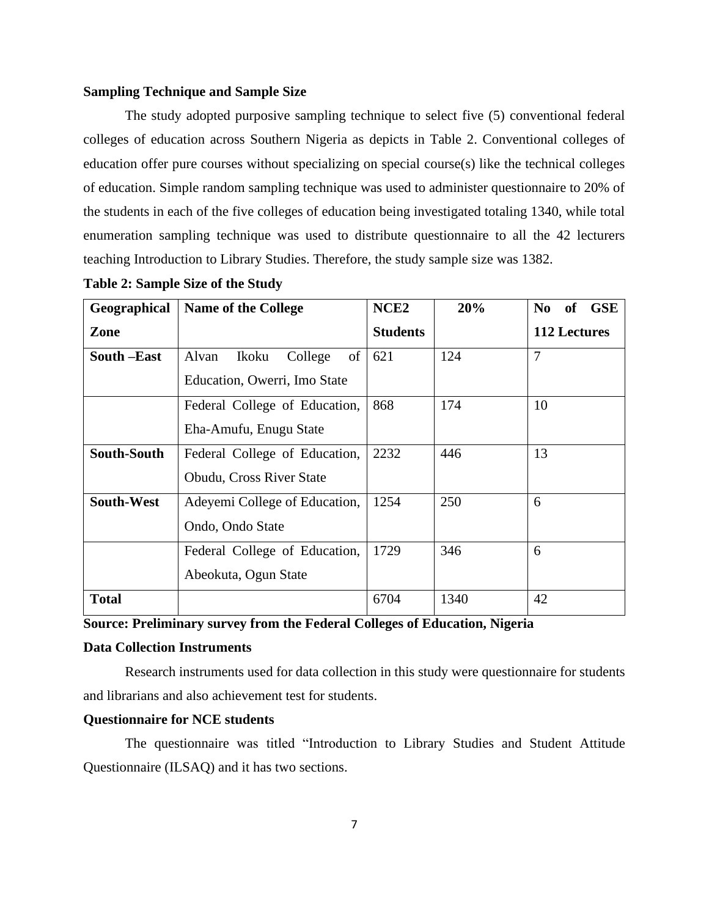**Sampling Technique and Sample Size**

The study adopted purposive sampling technique to select five (5) conventional federal colleges of education across Southern Nigeria as depicts in Table 2. Conventional colleges of education offer pure courses without specializing on special course(s) like the technical colleges of education. Simple random sampling technique was used to administer questionnaire to 20% of the students in each of the five colleges of education being investigated totaling 1340, while total enumeration sampling technique was used to distribute questionnaire to all the 42 lecturers teaching Introduction to Library Studies. Therefore, the study sample size was 1382.

**Table 2: Sample Size of the Study**

| Geographical Zone | Name of the College | NCE2 Students | 20% | No of GSE 112 Lectures |
|---|---|---|---|---|
| **South –East** | Alvan Ikoku College of Education, Owerri, Imo State | 621 | 124 | 7 |
| | Federal College of Education, Eha-Amufu, Enugu State | 868 | 174 | 10 |
| **South-South** | Federal College of Education, Obudu, Cross River State | 2232 | 446 | 13 |
| **South-West** | Adeyemi College of Education, Ondo, Ondo State | 1254 | 250 | 6 |
| | Federal College of Education, Abeokuta, Ogun State | 1729 | 346 | 6 |
| **Total** | | 6704 | 1340 | 42 |

**Source: Preliminary survey from the Federal Colleges of Education, Nigeria**

**Data Collection Instruments**

Research instruments used for data collection in this study were questionnaire for students and librarians and also achievement test for students.

**Questionnaire for NCE students**

The questionnaire was titled "Introduction to Library Studies and Student Attitude Questionnaire (ILSAQ) and it has two sections.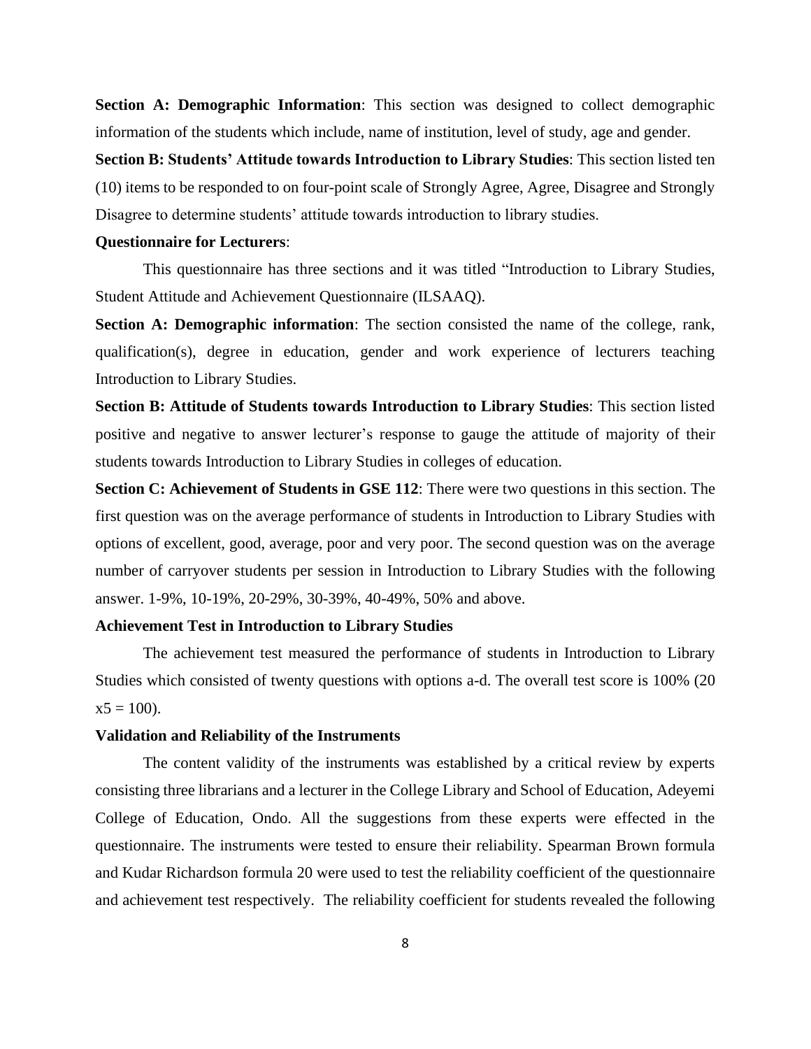**Section A: Demographic Information**: This section was designed to collect demographic information of the students which include, name of institution, level of study, age and gender.

**Section B: Students' Attitude towards Introduction to Library Studies**: This section listed ten (10) items to be responded to on four-point scale of Strongly Agree, Agree, Disagree and Strongly Disagree to determine students' attitude towards introduction to library studies.

**Questionnaire for Lecturers**:

This questionnaire has three sections and it was titled "Introduction to Library Studies, Student Attitude and Achievement Questionnaire (ILSAAQ).

**Section A: Demographic information**: The section consisted the name of the college, rank, qualification(s), degree in education, gender and work experience of lecturers teaching Introduction to Library Studies.

**Section B: Attitude of Students towards Introduction to Library Studies**: This section listed positive and negative to answer lecturer's response to gauge the attitude of majority of their students towards Introduction to Library Studies in colleges of education.

**Section C: Achievement of Students in GSE 112**: There were two questions in this section. The first question was on the average performance of students in Introduction to Library Studies with options of excellent, good, average, poor and very poor. The second question was on the average number of carryover students per session in Introduction to Library Studies with the following answer. 1-9%, 10-19%, 20-29%, 30-39%, 40-49%, 50% and above.

**Achievement Test in Introduction to Library Studies**

The achievement test measured the performance of students in Introduction to Library Studies which consisted of twenty questions with options a-d. The overall test score is 100% ($20 \times 5 = 100$).

**Validation and Reliability of the Instruments**

The content validity of the instruments was established by a critical review by experts consisting three librarians and a lecturer in the College Library and School of Education, Adeyemi College of Education, Ondo. All the suggestions from these experts were effected in the questionnaire. The instruments were tested to ensure their reliability. Spearman Brown formula and Kudar Richardson formula 20 were used to test the reliability coefficient of the questionnaire and achievement test respectively. The reliability coefficient for students revealed the following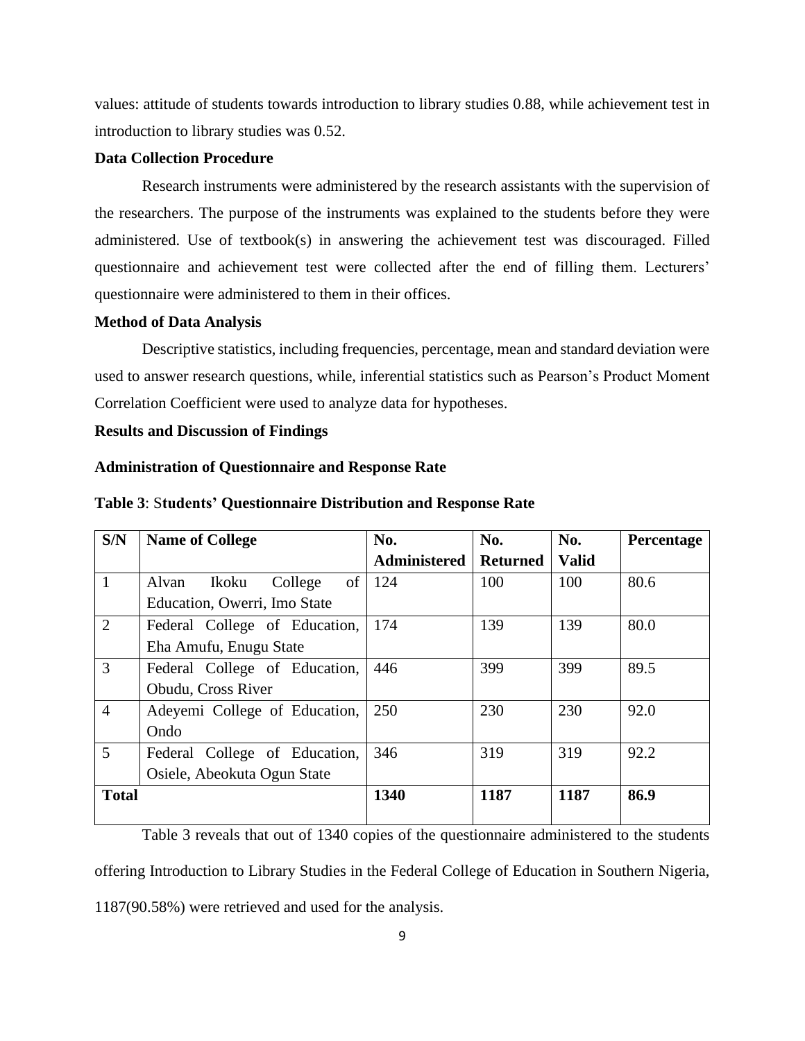values: attitude of students towards introduction to library studies 0.88, while achievement test in introduction to library studies was 0.52.

**Data Collection Procedure**

Research instruments were administered by the research assistants with the supervision of the researchers. The purpose of the instruments was explained to the students before they were administered. Use of textbook(s) in answering the achievement test was discouraged. Filled questionnaire and achievement test were collected after the end of filling them. Lecturers' questionnaire were administered to them in their offices.

**Method of Data Analysis**

Descriptive statistics, including frequencies, percentage, mean and standard deviation were used to answer research questions, while, inferential statistics such as Pearson's Product Moment Correlation Coefficient were used to analyze data for hypotheses.

**Results and Discussion of Findings**

**Administration of Questionnaire and Response Rate**

**Table 3**: S**tudents' Questionnaire Distribution and Response Rate**

| S/N | Name of College | No. Administered | No. Returned | No. Valid | Percentage |
|---|---|---|---|---|---|
| 1 | Alvan Ikoku College of Education, Owerri, Imo State | 124 | 100 | 100 | 80.6 |
| 2 | Federal College of Education, Eha Amufu, Enugu State | 174 | 139 | 139 | 80.0 |
| 3 | Federal College of Education, Obudu, Cross River | 446 | 399 | 399 | 89.5 |
| 4 | Adeyemi College of Education, Ondo | 250 | 230 | 230 | 92.0 |
| 5 | Federal College of Education, Osiele, Abeokuta Ogun State | 346 | 319 | 319 | 92.2 |
| **Total** | | **1340** | **1187** | **1187** | **86.9** |

Table 3 reveals that out of 1340 copies of the questionnaire administered to the students offering Introduction to Library Studies in the Federal College of Education in Southern Nigeria, 1187(90.58%) were retrieved and used for the analysis.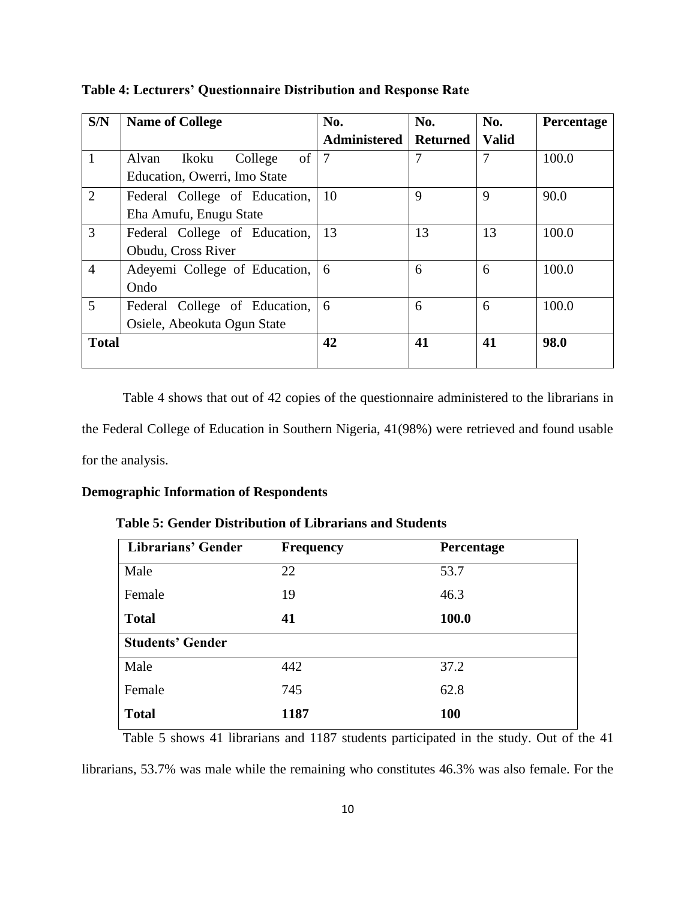**Table 4: Lecturers' Questionnaire Distribution and Response Rate**

| S/N | Name of College | No. Administered | No. Returned | No. Valid | Percentage |
|---|---|---|---|---|---|
| 1 | Alvan Ikoku College of Education, Owerri, Imo State | 7 | 7 | 7 | 100.0 |
| 2 | Federal College of Education, Eha Amufu, Enugu State | 10 | 9 | 9 | 90.0 |
| 3 | Federal College of Education, Obudu, Cross River | 13 | 13 | 13 | 100.0 |
| 4 | Adeyemi College of Education, Ondo | 6 | 6 | 6 | 100.0 |
| 5 | Federal College of Education, Osiele, Abeokuta Ogun State | 6 | 6 | 6 | 100.0 |
| **Total** | | **42** | **41** | **41** | **98.0** |

Table 4 shows that out of 42 copies of the questionnaire administered to the librarians in the Federal College of Education in Southern Nigeria, 41(98%) were retrieved and found usable for the analysis.

**Demographic Information of Respondents**

**Table 5: Gender Distribution of Librarians and Students**

| Librarians' Gender | Frequency | Percentage |
|---|---|---|
| Male | 22 | 53.7 |
| Female | 19 | 46.3 |
| **Total** | **41** | **100.0** |
| **Students' Gender** | | |
| Male | 442 | 37.2 |
| Female | 745 | 62.8 |
| **Total** | **1187** | **100** |

Table 5 shows 41 librarians and 1187 students participated in the study. Out of the 41 librarians, 53.7% was male while the remaining who constitutes 46.3% was also female. For the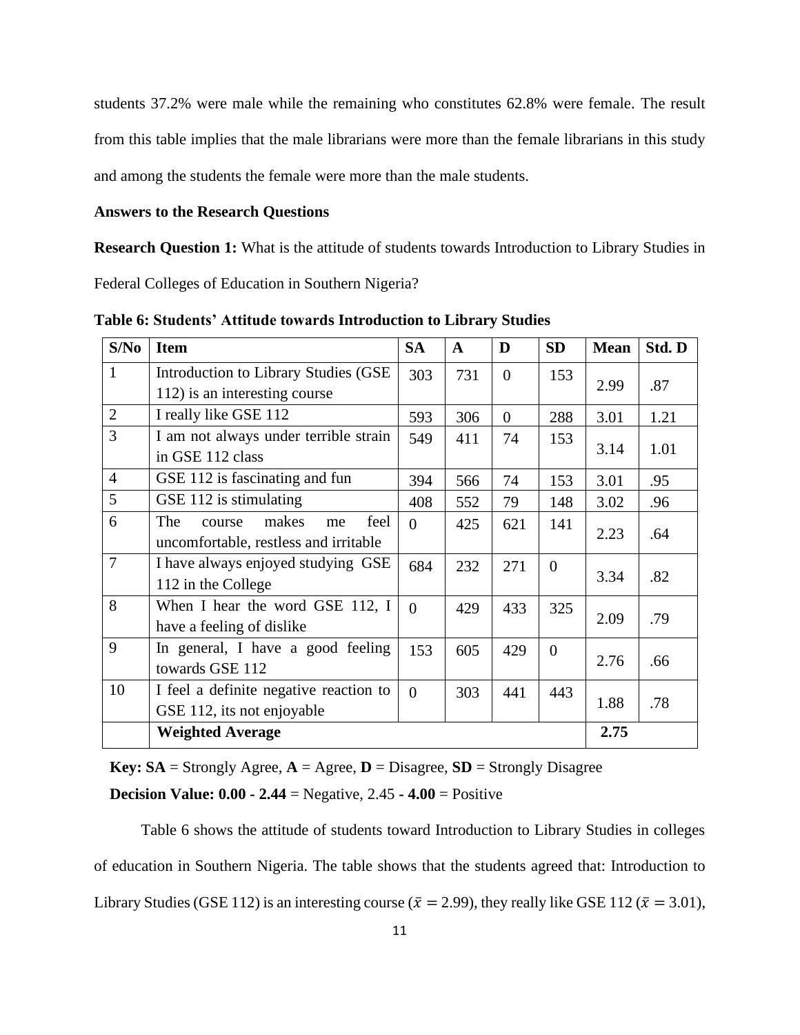students 37.2% were male while the remaining who constitutes 62.8% were female. The result from this table implies that the male librarians were more than the female librarians in this study and among the students the female were more than the male students.

**Answers to the Research Questions**

**Research Question 1:** What is the attitude of students towards Introduction to Library Studies in Federal Colleges of Education in Southern Nigeria?

**Table 6: Students' Attitude towards Introduction to Library Studies**

| S/No | Item | SA | A | D | SD | Mean | Std. D |
|---|---|---|---|---|---|---|---|
| 1 | Introduction to Library Studies (GSE 112) is an interesting course | 303 | 731 | 0 | 153 | 2.99 | .87 |
| 2 | I really like GSE 112 | 593 | 306 | 0 | 288 | 3.01 | 1.21 |
| 3 | I am not always under terrible strain in GSE 112 class | 549 | 411 | 74 | 153 | 3.14 | 1.01 |
| 4 | GSE 112 is fascinating and fun | 394 | 566 | 74 | 153 | 3.01 | .95 |
| 5 | GSE 112 is stimulating | 408 | 552 | 79 | 148 | 3.02 | .96 |
| 6 | The course makes me feel uncomfortable, restless and irritable | 0 | 425 | 621 | 141 | 2.23 | .64 |
| 7 | I have always enjoyed studying GSE 112 in the College | 684 | 232 | 271 | 0 | 3.34 | .82 |
| 8 | When I hear the word GSE 112, I have a feeling of dislike | 0 | 429 | 433 | 325 | 2.09 | .79 |
| 9 | In general, I have a good feeling towards GSE 112 | 153 | 605 | 429 | 0 | 2.76 | .66 |
| 10 | I feel a definite negative reaction to GSE 112, its not enjoyable | 0 | 303 | 441 | 443 | 1.88 | .78 |
| | **Weighted Average** | | | | | **2.75** | |

**Key: SA** = Strongly Agree, **A** = Agree, **D** = Disagree, **SD** = Strongly Disagree

**Decision Value: 0.00 - 2.44** = Negative, 2.45 **- 4.00** = Positive

Table 6 shows the attitude of students toward Introduction to Library Studies in colleges of education in Southern Nigeria. The table shows that the students agreed that: Introduction to Library Studies (GSE 112) is an interesting course ($\bar{x} = 2.99$), they really like GSE 112 ($\bar{x} = 3.01$),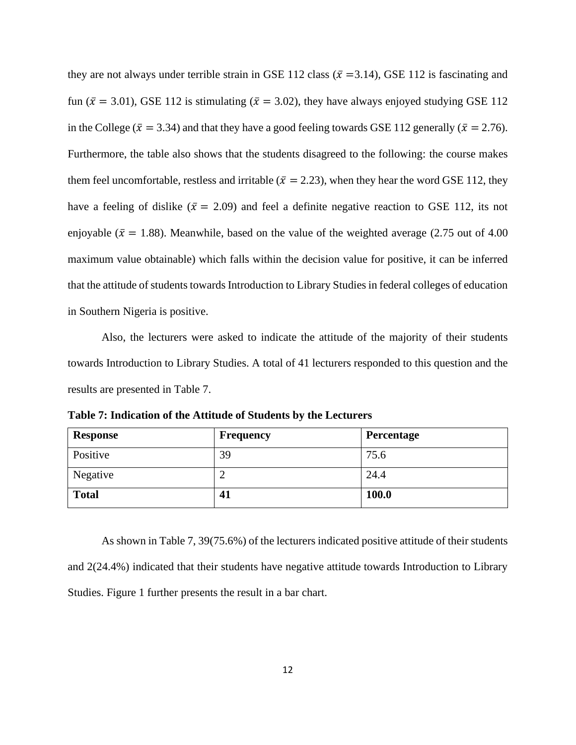they are not always under terrible strain in GSE 112 class ($\bar{x}$ =3.14), GSE 112 is fascinating and fun ($\bar{x}$ = 3.01), GSE 112 is stimulating ($\bar{x}$ = 3.02), they have always enjoyed studying GSE 112 in the College ($\bar{x}$ = 3.34) and that they have a good feeling towards GSE 112 generally ($\bar{x}$ = 2.76). Furthermore, the table also shows that the students disagreed to the following: the course makes them feel uncomfortable, restless and irritable ($\bar{x}$ = 2.23), when they hear the word GSE 112, they have a feeling of dislike ($\bar{x}$ = 2.09) and feel a definite negative reaction to GSE 112, its not enjoyable ($\bar{x}$ = 1.88). Meanwhile, based on the value of the weighted average (2.75 out of 4.00 maximum value obtainable) which falls within the decision value for positive, it can be inferred that the attitude of students towards Introduction to Library Studies in federal colleges of education in Southern Nigeria is positive.

Also, the lecturers were asked to indicate the attitude of the majority of their students towards Introduction to Library Studies. A total of 41 lecturers responded to this question and the results are presented in Table 7.

**Table 7: Indication of the Attitude of Students by the Lecturers**

| **Response** | **Frequency** | **Percentage** |
| --- | --- | --- |
| Positive | 39 | 75.6 |
| Negative | 2 | 24.4 |
| **Total** | **41** | **100.0** |

As shown in Table 7, 39(75.6%) of the lecturers indicated positive attitude of their students and 2(24.4%) indicated that their students have negative attitude towards Introduction to Library Studies. Figure 1 further presents the result in a bar chart.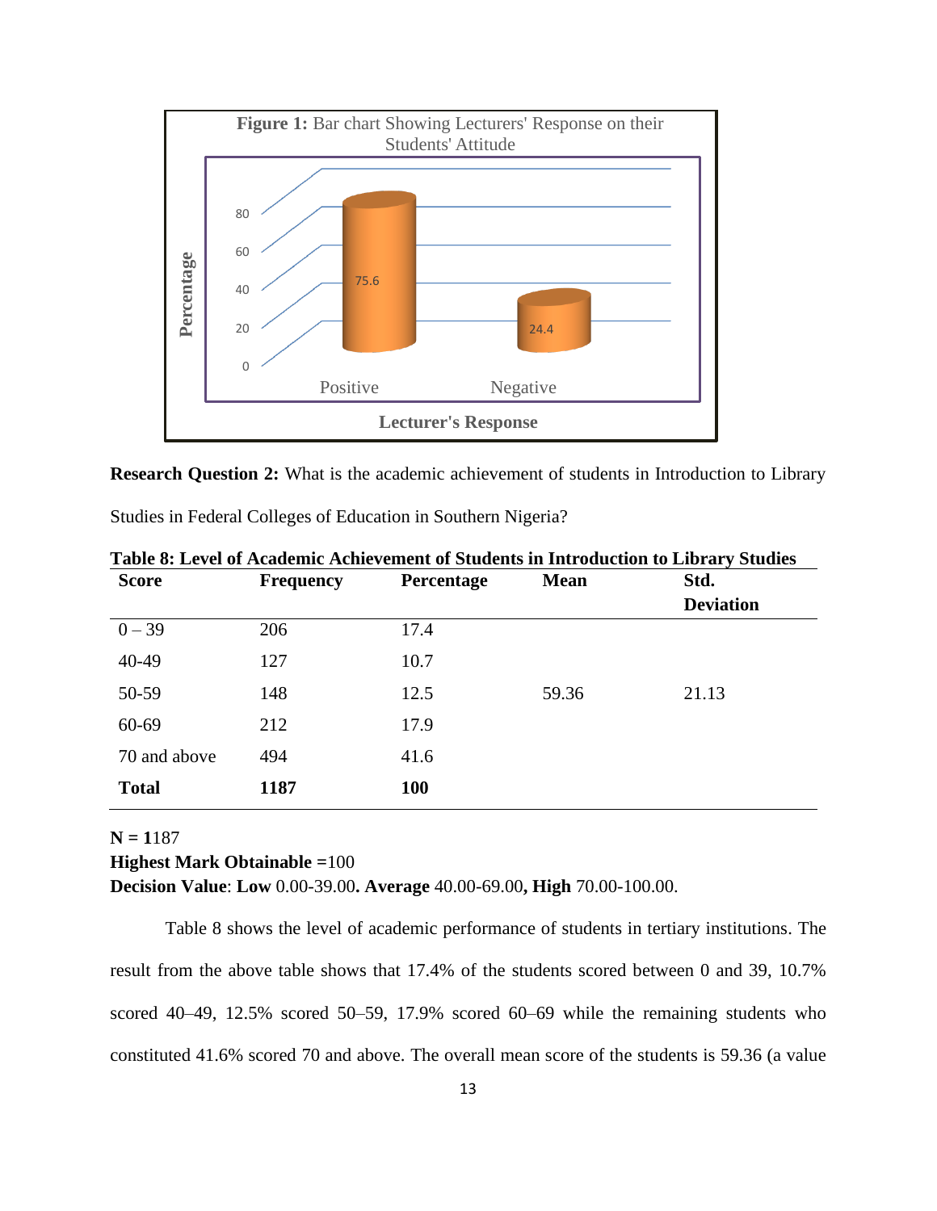**Figure 1:** Bar chart Showing Lecturers' Response on their Students' Attitude

**Research Question 2:** What is the academic achievement of students in Introduction to Library Studies in Federal Colleges of Education in Southern Nigeria?

**Table 8: Level of Academic Achievement of Students in Introduction to Library Studies**

| Score | Frequency | Percentage | Mean | Std. Deviation |
|---|---|---|---|---|
| 0 – 39 | 206 | 17.4 | | |
| 40-49 | 127 | 10.7 | | |
| 50-59 | 148 | 12.5 | 59.36 | 21.13 |
| 60-69 | 212 | 17.9 | | |
| 70 and above | 494 | 41.6 | | |
| **Total** | **1187** | **100** | | |

**N = 1**187
**Highest Mark Obtainable =**100
**Decision Value**: **Low** 0.00-39.00**. Average** 40.00-69.00**, High** 70.00-100.00.

Table 8 shows the level of academic performance of students in tertiary institutions. The result from the above table shows that 17.4% of the students scored between 0 and 39, 10.7% scored 40–49, 12.5% scored 50–59, 17.9% scored 60–69 while the remaining students who constituted 41.6% scored 70 and above. The overall mean score of the students is 59.36 (a value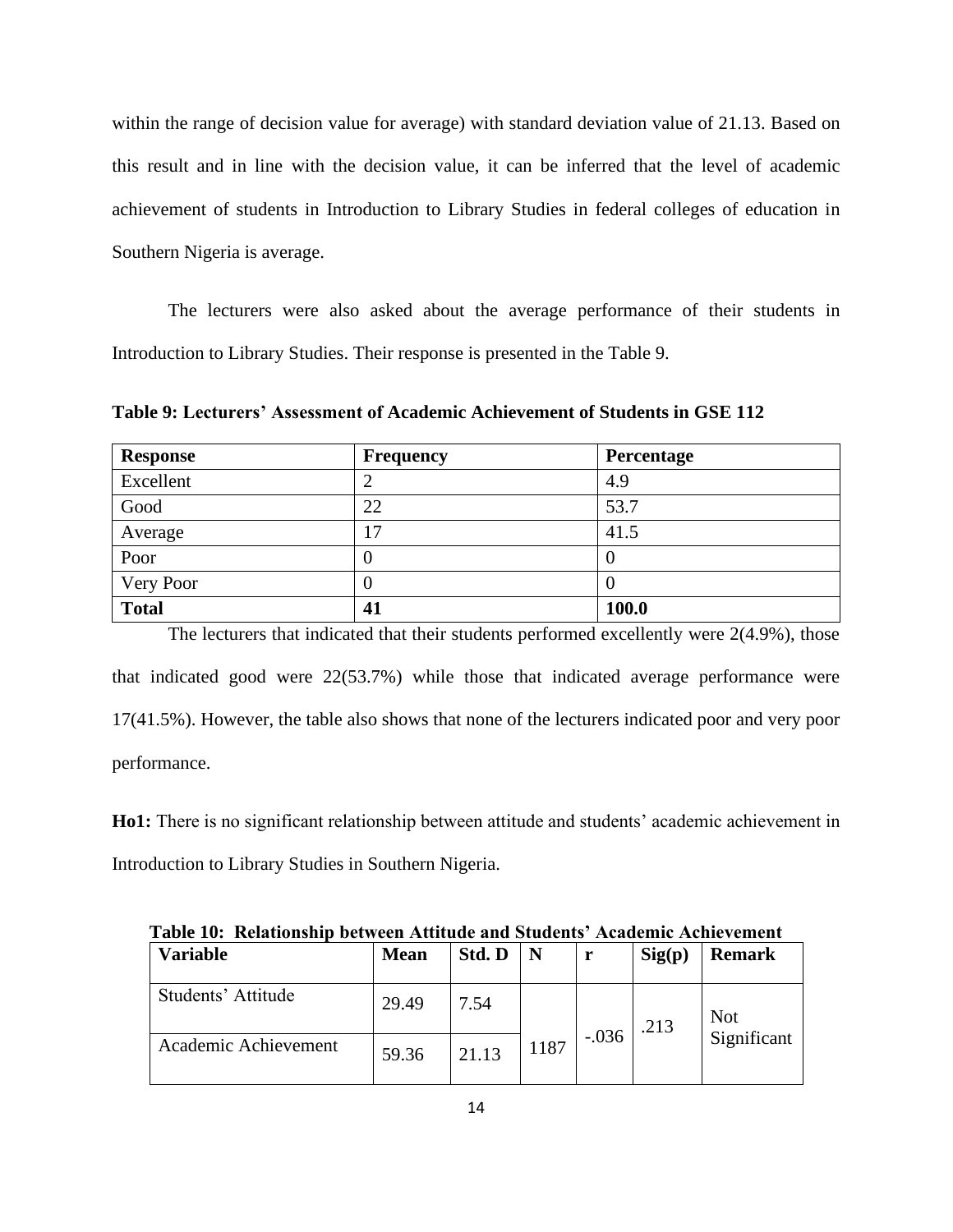within the range of decision value for average) with standard deviation value of 21.13. Based on this result and in line with the decision value, it can be inferred that the level of academic achievement of students in Introduction to Library Studies in federal colleges of education in Southern Nigeria is average.

The lecturers were also asked about the average performance of their students in Introduction to Library Studies. Their response is presented in the Table 9.

**Table 9: Lecturers' Assessment of Academic Achievement of Students in GSE 112**

| **Response** | **Frequency** | **Percentage** |
|---|---|---|
| Excellent | 2 | 4.9 |
| Good | 22 | 53.7 |
| Average | 17 | 41.5 |
| Poor | 0 | 0 |
| Very Poor | 0 | 0 |
| **Total** | **41** | **100.0** |

The lecturers that indicated that their students performed excellently were 2(4.9%), those that indicated good were 22(53.7%) while those that indicated average performance were 17(41.5%). However, the table also shows that none of the lecturers indicated poor and very poor performance.

**Ho1:** There is no significant relationship between attitude and students' academic achievement in Introduction to Library Studies in Southern Nigeria.

**Table 10: Relationship between Attitude and Students' Academic Achievement**

| **Variable** | **Mean** | **Std. D** | **N** | **r** | **Sig(p)** | **Remark** |
|---|---|---|---|---|---|---|
| Students' Attitude | 29.49 | 7.54 | 1187 | -.036 | .213 | Not Significant |
| Academic Achievement | 59.36 | 21.13 | | | | |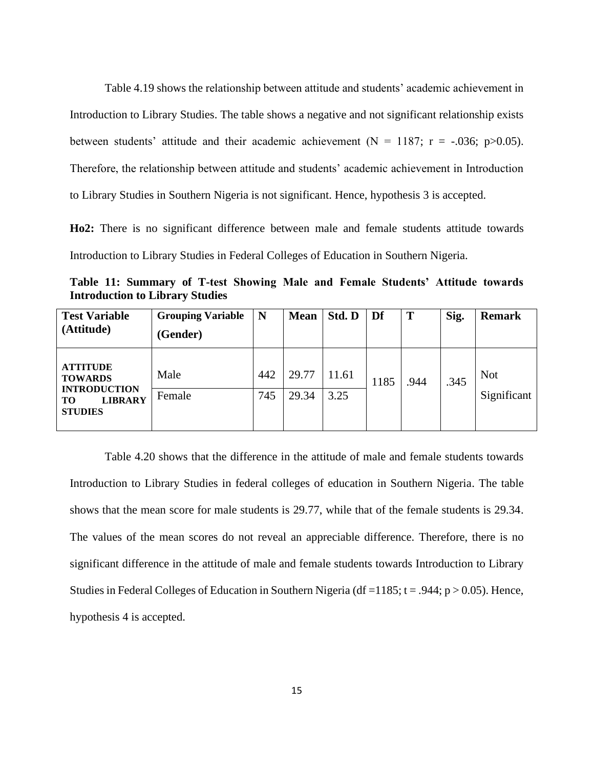Table 4.19 shows the relationship between attitude and students' academic achievement in Introduction to Library Studies. The table shows a negative and not significant relationship exists between students' attitude and their academic achievement ($N = 1187$; $r = -.036$; $p>0.05$). Therefore, the relationship between attitude and students' academic achievement in Introduction to Library Studies in Southern Nigeria is not significant. Hence, hypothesis 3 is accepted.

**Ho2:** There is no significant difference between male and female students attitude towards Introduction to Library Studies in Federal Colleges of Education in Southern Nigeria.

**Table 11: Summary of T-test Showing Male and Female Students' Attitude towards Introduction to Library Studies**

| Test Variable (Attitude) | Grouping Variable (Gender) | N | Mean | Std. D | Df | T | Sig. | Remark |
|---|---|---|---|---|---|---|---|---|
| **ATTITUDE TOWARDS INTRODUCTION TO LIBRARY STUDIES** | Male | 442 | 29.77 | 11.61 | 1185 | .944 | .345 | Not Significant |
| | Female | 745 | 29.34 | 3.25 | | | | |

Table 4.20 shows that the difference in the attitude of male and female students towards Introduction to Library Studies in federal colleges of education in Southern Nigeria. The table shows that the mean score for male students is 29.77, while that of the female students is 29.34. The values of the mean scores do not reveal an appreciable difference. Therefore, there is no significant difference in the attitude of male and female students towards Introduction to Library Studies in Federal Colleges of Education in Southern Nigeria ($df = 1185$; $t = .944$; $p > 0.05$). Hence, hypothesis 4 is accepted.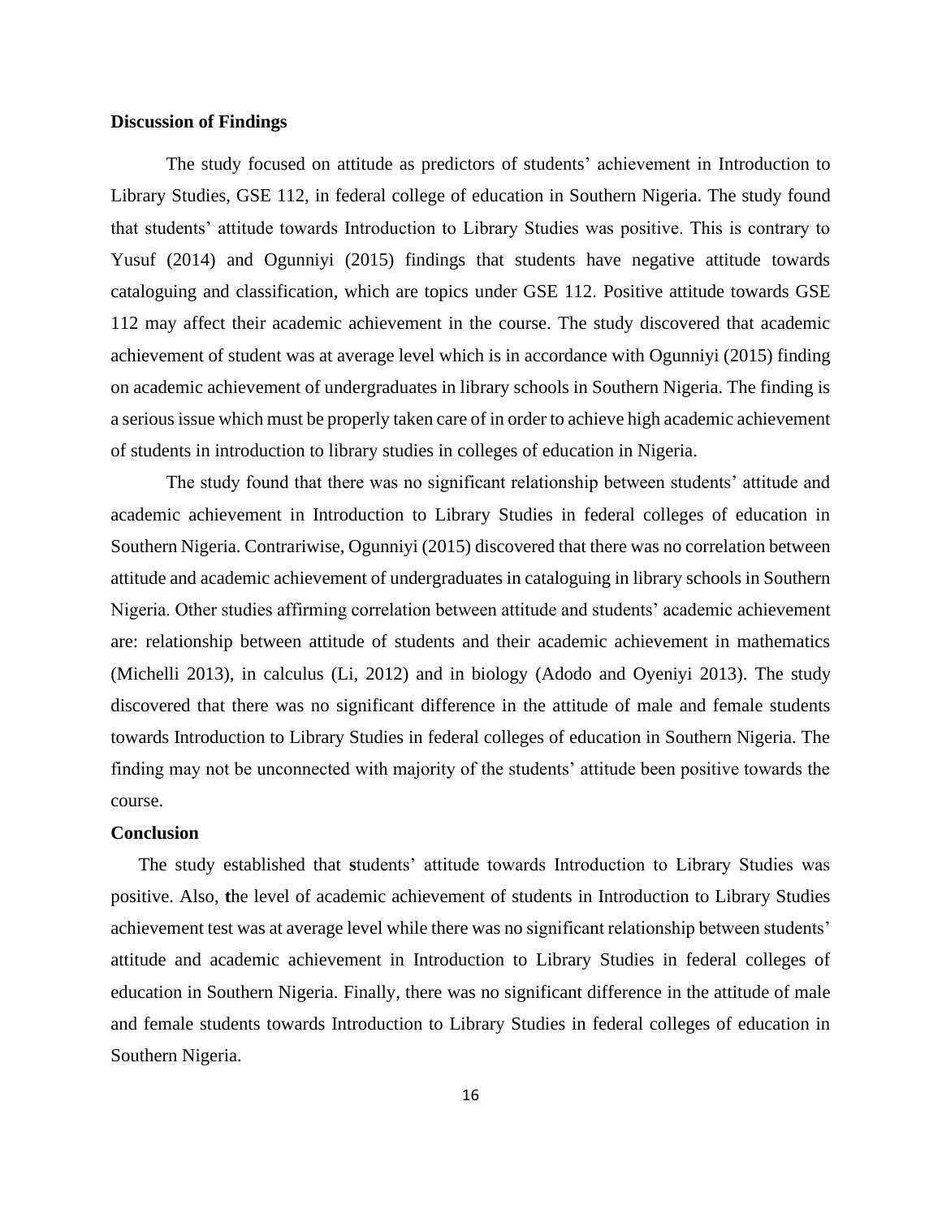**Discussion of Findings**

The study focused on attitude as predictors of students' achievement in Introduction to Library Studies, GSE 112, in federal college of education in Southern Nigeria. The study found that students' attitude towards Introduction to Library Studies was positive. This is contrary to Yusuf (2014) and Ogunniyi (2015) findings that students have negative attitude towards cataloguing and classification, which are topics under GSE 112. Positive attitude towards GSE 112 may affect their academic achievement in the course. The study discovered that academic achievement of student was at average level which is in accordance with Ogunniyi (2015) finding on academic achievement of undergraduates in library schools in Southern Nigeria. The finding is a serious issue which must be properly taken care of in order to achieve high academic achievement of students in introduction to library studies in colleges of education in Nigeria.

The study found that there was no significant relationship between students' attitude and academic achievement in Introduction to Library Studies in federal colleges of education in Southern Nigeria. Contrariwise, Ogunniyi (2015) discovered that there was no correlation between attitude and academic achievement of undergraduates in cataloguing in library schools in Southern Nigeria. Other studies affirming correlation between attitude and students' academic achievement are: relationship between attitude of students and their academic achievement in mathematics (Michelli 2013), in calculus (Li, 2012) and in biology (Adodo and Oyeniyi 2013). The study discovered that there was no significant difference in the attitude of male and female students towards Introduction to Library Studies in federal colleges of education in Southern Nigeria. The finding may not be unconnected with majority of the students' attitude been positive towards the course.

**Conclusion**

The study established that **s**tudents' attitude towards Introduction to Library Studies was positive. Also, **t**he level of academic achievement of students in Introduction to Library Studies achievement test was at average level while there was no significant relationship between students' attitude and academic achievement in Introduction to Library Studies in federal colleges of education in Southern Nigeria. Finally, there was no significant difference in the attitude of male and female students towards Introduction to Library Studies in federal colleges of education in Southern Nigeria.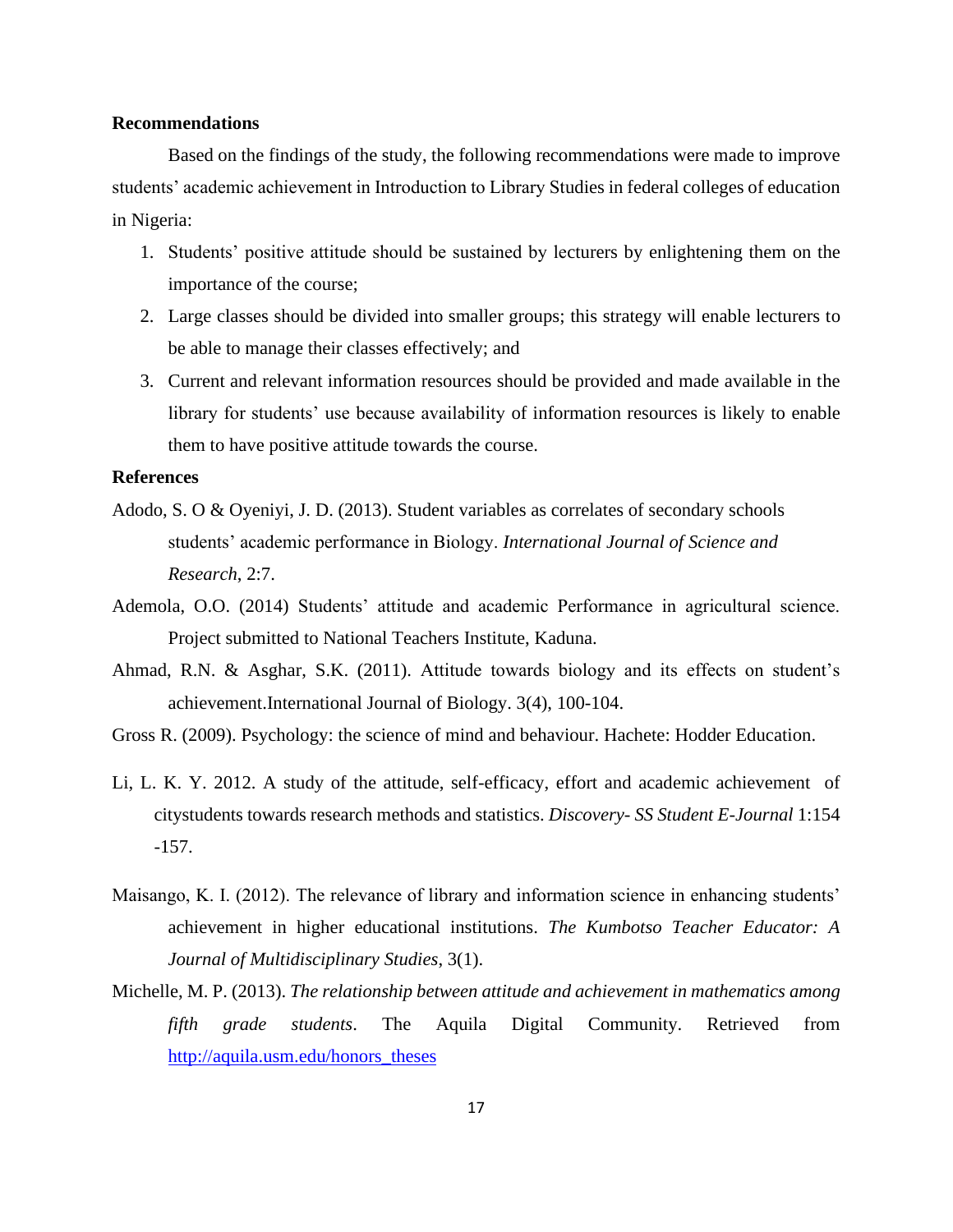## Recommendations

Based on the findings of the study, the following recommendations were made to improve students' academic achievement in Introduction to Library Studies in federal colleges of education in Nigeria:

1. Students' positive attitude should be sustained by lecturers by enlightening them on the importance of the course;
2. Large classes should be divided into smaller groups; this strategy will enable lecturers to be able to manage their classes effectively; and
3. Current and relevant information resources should be provided and made available in the library for students' use because availability of information resources is likely to enable them to have positive attitude towards the course.

## References

Adodo, S. O & Oyeniyi, J. D. (2013). Student variables as correlates of secondary schools students' academic performance in Biology. *International Journal of Science and Research*, 2:7.

Ademola, O.O. (2014) Students' attitude and academic Performance in agricultural science. Project submitted to National Teachers Institute, Kaduna.

Ahmad, R.N. & Asghar, S.K. (2011). Attitude towards biology and its effects on student's achievement.International Journal of Biology. 3(4), 100-104.

Gross R. (2009). Psychology: the science of mind and behaviour. Hachete: Hodder Education.

Li, L. K. Y. 2012. A study of the attitude, self-efficacy, effort and academic achievement of citystudents towards research methods and statistics. *Discovery- SS Student E-Journal* 1:154 -157.

Maisango, K. I. (2012). The relevance of library and information science in enhancing students' achievement in higher educational institutions. *The Kumbotso Teacher Educator: A Journal of Multidisciplinary Studies*, 3(1).

Michelle, M. P. (2013). *The relationship between attitude and achievement in mathematics among fifth grade students*. The Aquila Digital Community. Retrieved from http://aquila.usm.edu/honors_theses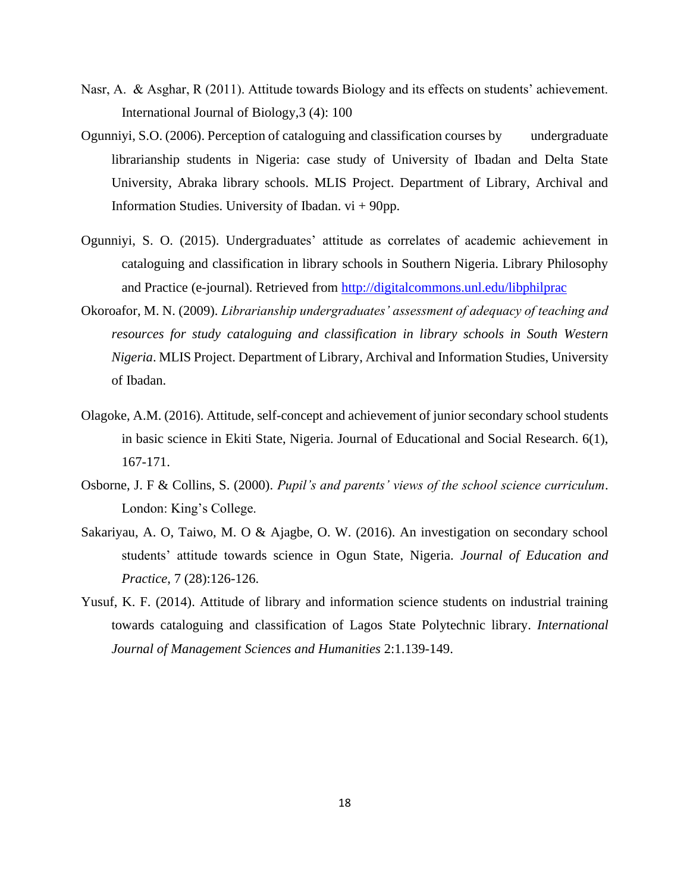Nasr, A. & Asghar, R (2011). Attitude towards Biology and its effects on students' achievement. International Journal of Biology,3 (4): 100

Ogunniyi, S.O. (2006). Perception of cataloguing and classification courses by undergraduate librarianship students in Nigeria: case study of University of Ibadan and Delta State University, Abraka library schools. MLIS Project. Department of Library, Archival and Information Studies. University of Ibadan. vi + 90pp.

Ogunniyi, S. O. (2015). Undergraduates' attitude as correlates of academic achievement in cataloguing and classification in library schools in Southern Nigeria. Library Philosophy and Practice (e-journal). Retrieved from http://digitalcommons.unl.edu/libphilprac

Okoroafor, M. N. (2009). *Librarianship undergraduates' assessment of adequacy of teaching and resources for study cataloguing and classification in library schools in South Western Nigeria*. MLIS Project. Department of Library, Archival and Information Studies, University of Ibadan.

Olagoke, A.M. (2016). Attitude, self-concept and achievement of junior secondary school students in basic science in Ekiti State, Nigeria. Journal of Educational and Social Research. 6(1), 167-171.

Osborne, J. F & Collins, S. (2000). *Pupil's and parents' views of the school science curriculum*. London: King's College.

Sakariyau, A. O, Taiwo, M. O & Ajagbe, O. W. (2016). An investigation on secondary school students' attitude towards science in Ogun State, Nigeria. *Journal of Education and Practice*, 7 (28):126-126.

Yusuf, K. F. (2014). Attitude of library and information science students on industrial training towards cataloguing and classification of Lagos State Polytechnic library. *International Journal of Management Sciences and Humanities* 2:1.139-149.